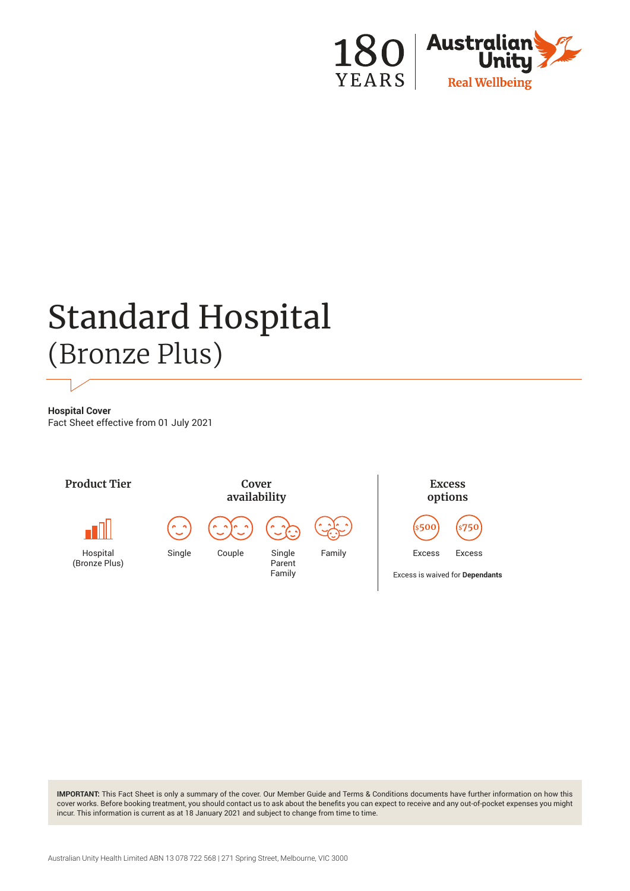180 YEARS | Australian Unity Real Wellbeing

# Standard Hospital
## (Bronze Plus)

**Hospital Cover**
Fact Sheet effective from 01 July 2021

**Product Tier**

Hospital (Bronze Plus)

**Cover availability**

Single | Couple | Single Parent Family | Family

**Excess options**

$500 Excess | $750 Excess

Excess is waived for **Dependants**

**IMPORTANT:** This Fact Sheet is only a summary of the cover. Our Member Guide and Terms & Conditions documents have further information on how this cover works. Before booking treatment, you should contact us to ask about the benefits you can expect to receive and any out-of-pocket expenses you might incur. This information is current as at 18 January 2021 and subject to change from time to time.

Australian Unity Health Limited ABN 13 078 722 568 | 271 Spring Street, Melbourne, VIC 3000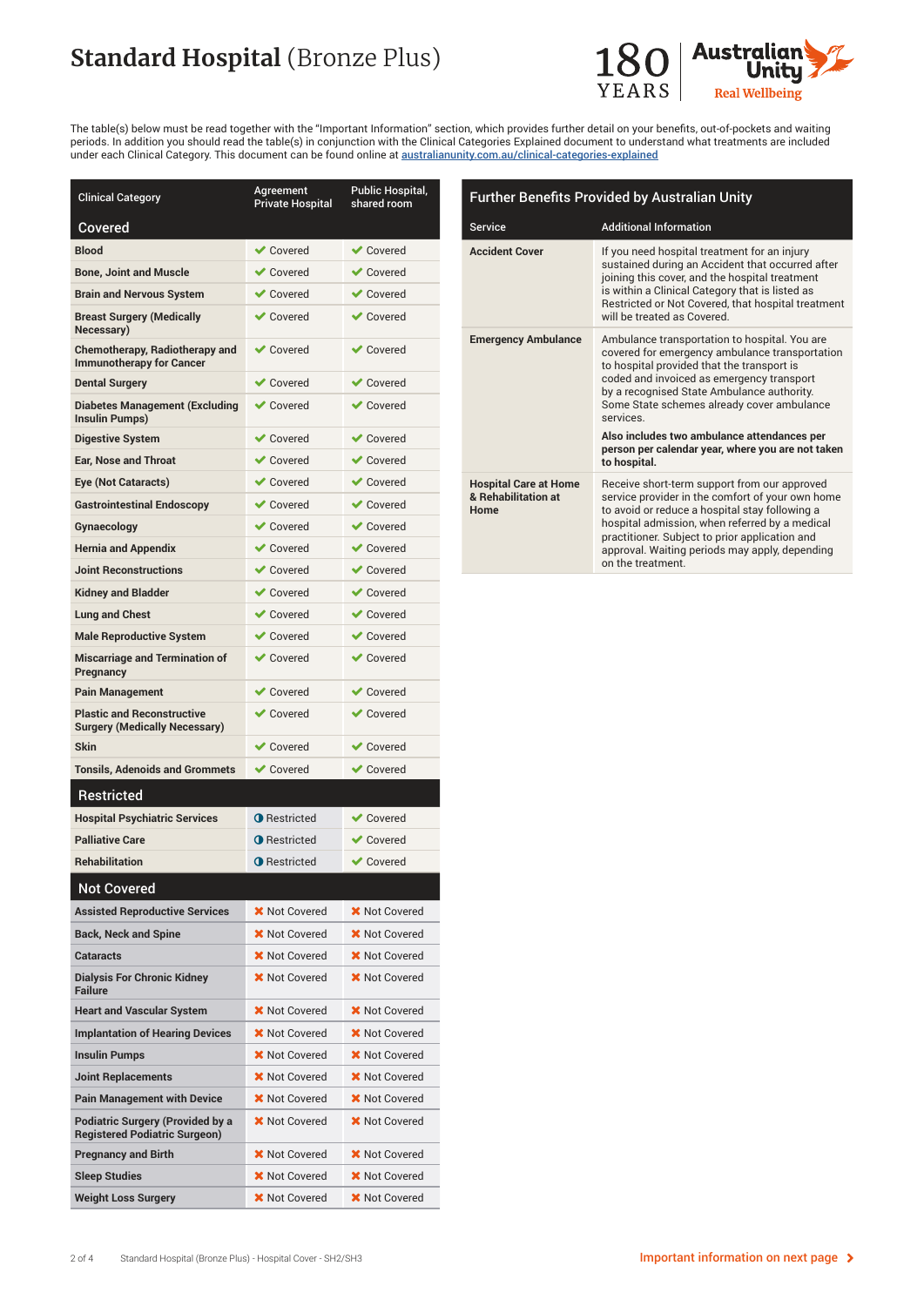# Standard Hospital (Bronze Plus)

The table(s) below must be read together with the "Important Information" section, which provides further detail on your benefits, out-of-pockets and waiting periods. In addition you should read the table(s) in conjunction with the Clinical Categories Explained document to understand what treatments are included under each Clinical Category. This document can be found online at [australianunity.com.au/clinical-categories-explained](australianunity.com.au/clinical-categories-explained)

| Clinical Category | Agreement Private Hospital | Public Hospital, shared room |
|---|---|---|
| **Covered** | | |
| Blood | ✔ Covered | ✔ Covered |
| Bone, Joint and Muscle | ✔ Covered | ✔ Covered |
| Brain and Nervous System | ✔ Covered | ✔ Covered |
| Breast Surgery (Medically Necessary) | ✔ Covered | ✔ Covered |
| Chemotherapy, Radiotherapy and Immunotherapy for Cancer | ✔ Covered | ✔ Covered |
| Dental Surgery | ✔ Covered | ✔ Covered |
| Diabetes Management (Excluding Insulin Pumps) | ✔ Covered | ✔ Covered |
| Digestive System | ✔ Covered | ✔ Covered |
| Ear, Nose and Throat | ✔ Covered | ✔ Covered |
| Eye (Not Cataracts) | ✔ Covered | ✔ Covered |
| Gastrointestinal Endoscopy | ✔ Covered | ✔ Covered |
| Gynaecology | ✔ Covered | ✔ Covered |
| Hernia and Appendix | ✔ Covered | ✔ Covered |
| Joint Reconstructions | ✔ Covered | ✔ Covered |
| Kidney and Bladder | ✔ Covered | ✔ Covered |
| Lung and Chest | ✔ Covered | ✔ Covered |
| Male Reproductive System | ✔ Covered | ✔ Covered |
| Miscarriage and Termination of Pregnancy | ✔ Covered | ✔ Covered |
| Pain Management | ✔ Covered | ✔ Covered |
| Plastic and Reconstructive Surgery (Medically Necessary) | ✔ Covered | ✔ Covered |
| Skin | ✔ Covered | ✔ Covered |
| Tonsils, Adenoids and Grommets | ✔ Covered | ✔ Covered |
| **Restricted** | | |
| Hospital Psychiatric Services | ◐ Restricted | ✔ Covered |
| Palliative Care | ◐ Restricted | ✔ Covered |
| Rehabilitation | ◐ Restricted | ✔ Covered |
| **Not Covered** | | |
| Assisted Reproductive Services | ✖ Not Covered | ✖ Not Covered |
| Back, Neck and Spine | ✖ Not Covered | ✖ Not Covered |
| Cataracts | ✖ Not Covered | ✖ Not Covered |
| Dialysis For Chronic Kidney Failure | ✖ Not Covered | ✖ Not Covered |
| Heart and Vascular System | ✖ Not Covered | ✖ Not Covered |
| Implantation of Hearing Devices | ✖ Not Covered | ✖ Not Covered |
| Insulin Pumps | ✖ Not Covered | ✖ Not Covered |
| Joint Replacements | ✖ Not Covered | ✖ Not Covered |
| Pain Management with Device | ✖ Not Covered | ✖ Not Covered |
| Podiatric Surgery (Provided by a Registered Podiatric Surgeon) | ✖ Not Covered | ✖ Not Covered |
| Pregnancy and Birth | ✖ Not Covered | ✖ Not Covered |
| Sleep Studies | ✖ Not Covered | ✖ Not Covered |
| Weight Loss Surgery | ✖ Not Covered | ✖ Not Covered |

## Further Benefits Provided by Australian Unity

| Service | Additional Information |
|---|---|
| **Accident Cover** | If you need hospital treatment for an injury sustained during an Accident that occurred after joining this cover, and the hospital treatment is within a Clinical Category that is listed as Restricted or Not Covered, that hospital treatment will be treated as Covered. |
| **Emergency Ambulance** | Ambulance transportation to hospital. You are covered for emergency ambulance transportation to hospital provided that the transport is coded and invoiced as emergency transport by a recognised State Ambulance authority. Some State schemes already cover ambulance services. **Also includes two ambulance attendances per person per calendar year, where you are not taken to hospital.** |
| **Hospital Care at Home & Rehabilitation at Home** | Receive short-term support from our approved service provider in the comfort of your own home to avoid or reduce a hospital stay following a hospital admission, when referred by a medical practitioner. Subject to prior application and approval. Waiting periods may apply, depending on the treatment. |

Important information on next page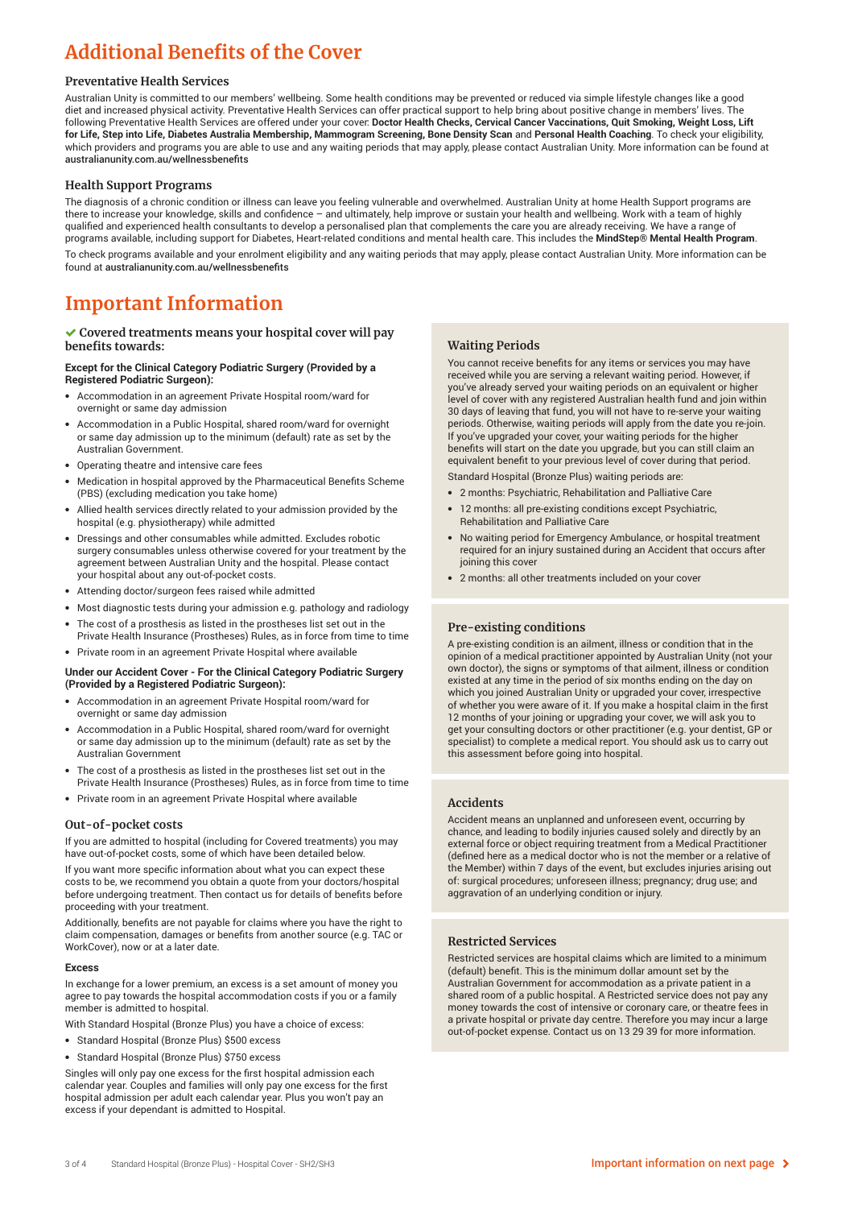# Additional Benefits of the Cover

### Preventative Health Services

Australian Unity is committed to our members' wellbeing. Some health conditions may be prevented or reduced via simple lifestyle changes like a good diet and increased physical activity. Preventative Health Services can offer practical support to help bring about positive change in members' lives. The following Preventative Health Services are offered under your cover: **Doctor Health Checks, Cervical Cancer Vaccinations, Quit Smoking, Weight Loss, Lift for Life, Step into Life, Diabetes Australia Membership, Mammogram Screening, Bone Density Scan** and **Personal Health Coaching**. To check your eligibility, which providers and programs you are able to use and any waiting periods that may apply, please contact Australian Unity. More information can be found at australianunity.com.au/wellnessbenefits

### Health Support Programs

The diagnosis of a chronic condition or illness can leave you feeling vulnerable and overwhelmed. Australian Unity at home Health Support programs are there to increase your knowledge, skills and confidence – and ultimately, help improve or sustain your health and wellbeing. Work with a team of highly qualified and experienced health consultants to develop a personalised plan that complements the care you are already receiving. We have a range of programs available, including support for Diabetes, Heart-related conditions and mental health care. This includes the **MindStep® Mental Health Program**.

To check programs available and your enrolment eligibility and any waiting periods that may apply, please contact Australian Unity. More information can be found at australianunity.com.au/wellnessbenefits

# Important Information

### ✔ Covered treatments means your hospital cover will pay benefits towards:

**Except for the Clinical Category Podiatric Surgery (Provided by a Registered Podiatric Surgeon):**

- Accommodation in an agreement Private Hospital room/ward for overnight or same day admission
- Accommodation in a Public Hospital, shared room/ward for overnight or same day admission up to the minimum (default) rate as set by the Australian Government.
- Operating theatre and intensive care fees
- Medication in hospital approved by the Pharmaceutical Benefits Scheme (PBS) (excluding medication you take home)
- Allied health services directly related to your admission provided by the hospital (e.g. physiotherapy) while admitted
- Dressings and other consumables while admitted. Excludes robotic surgery consumables unless otherwise covered for your treatment by the agreement between Australian Unity and the hospital. Please contact your hospital about any out-of-pocket costs.
- Attending doctor/surgeon fees raised while admitted
- Most diagnostic tests during your admission e.g. pathology and radiology
- The cost of a prosthesis as listed in the prostheses list set out in the Private Health Insurance (Prostheses) Rules, as in force from time to time
- Private room in an agreement Private Hospital where available

**Under our Accident Cover - For the Clinical Category Podiatric Surgery (Provided by a Registered Podiatric Surgeon):**

- Accommodation in an agreement Private Hospital room/ward for overnight or same day admission
- Accommodation in a Public Hospital, shared room/ward for overnight or same day admission up to the minimum (default) rate as set by the Australian Government
- The cost of a prosthesis as listed in the prostheses list set out in the Private Health Insurance (Prostheses) Rules, as in force from time to time
- Private room in an agreement Private Hospital where available

### Out-of-pocket costs

If you are admitted to hospital (including for Covered treatments) you may have out-of-pocket costs, some of which have been detailed below.

If you want more specific information about what you can expect these costs to be, we recommend you obtain a quote from your doctors/hospital before undergoing treatment. Then contact us for details of benefits before proceeding with your treatment.

Additionally, benefits are not payable for claims where you have the right to claim compensation, damages or benefits from another source (e.g. TAC or WorkCover), now or at a later date.

**Excess**

In exchange for a lower premium, an excess is a set amount of money you agree to pay towards the hospital accommodation costs if you or a family member is admitted to hospital.

With Standard Hospital (Bronze Plus) you have a choice of excess:

- Standard Hospital (Bronze Plus) $500 excess
- Standard Hospital (Bronze Plus) $750 excess

Singles will only pay one excess for the first hospital admission each calendar year. Couples and families will only pay one excess for the first hospital admission per adult each calendar year. Plus you won't pay an excess if your dependant is admitted to Hospital.

### Waiting Periods

You cannot receive benefits for any items or services you may have received while you are serving a relevant waiting period. However, if you've already served your waiting periods on an equivalent or higher level of cover with any registered Australian health fund and join within 30 days of leaving that fund, you will not have to re-serve your waiting periods. Otherwise, waiting periods will apply from the date you re-join. If you've upgraded your cover, your waiting periods for the higher benefits will start on the date you upgrade, but you can still claim an equivalent benefit to your previous level of cover during that period.

Standard Hospital (Bronze Plus) waiting periods are:

- 2 months: Psychiatric, Rehabilitation and Palliative Care
- 12 months: all pre-existing conditions except Psychiatric, Rehabilitation and Palliative Care
- No waiting period for Emergency Ambulance, or hospital treatment required for an injury sustained during an Accident that occurs after joining this cover
- 2 months: all other treatments included on your cover

### Pre-existing conditions

A pre-existing condition is an ailment, illness or condition that in the opinion of a medical practitioner appointed by Australian Unity (not your own doctor), the signs or symptoms of that ailment, illness or condition existed at any time in the period of six months ending on the day on which you joined Australian Unity or upgraded your cover, irrespective of whether you were aware of it. If you make a hospital claim in the first 12 months of your joining or upgrading your cover, we will ask you to get your consulting doctors or other practitioner (e.g. your dentist, GP or specialist) to complete a medical report. You should ask us to carry out this assessment before going into hospital.

### Accidents

Accident means an unplanned and unforeseen event, occurring by chance, and leading to bodily injuries caused solely and directly by an external force or object requiring treatment from a Medical Practitioner (defined here as a medical doctor who is not the member or a relative of the Member) within 7 days of the event, but excludes injuries arising out of: surgical procedures; unforeseen illness; pregnancy; drug use; and aggravation of an underlying condition or injury.

### Restricted Services

Restricted services are hospital claims which are limited to a minimum (default) benefit. This is the minimum dollar amount set by the Australian Government for accommodation as a private patient in a shared room of a public hospital. A Restricted service does not pay any money towards the cost of intensive or coronary care, or theatre fees in a private hospital or private day centre. Therefore you may incur a large out-of-pocket expense. Contact us on 13 29 39 for more information.

Important information on next page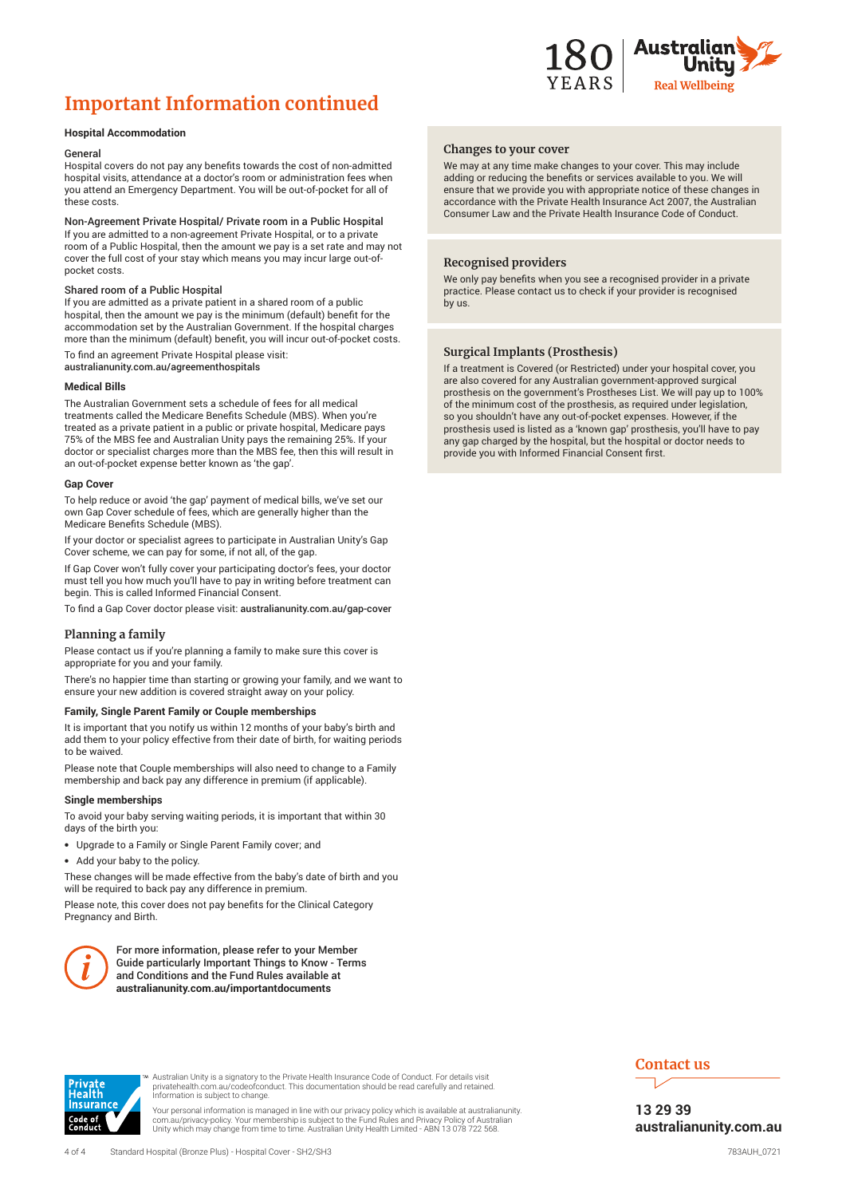# Important Information continued

### Hospital Accommodation

**General**

Hospital covers do not pay any benefits towards the cost of non-admitted hospital visits, attendance at a doctor's room or administration fees when you attend an Emergency Department. You will be out-of-pocket for all of these costs.

**Non-Agreement Private Hospital/ Private room in a Public Hospital**

If you are admitted to a non-agreement Private Hospital, or to a private room of a Public Hospital, then the amount we pay is a set rate and may not cover the full cost of your stay which means you may incur large out-of-pocket costs.

**Shared room of a Public Hospital**

If you are admitted as a private patient in a shared room of a public hospital, then the amount we pay is the minimum (default) benefit for the accommodation set by the Australian Government. If the hospital charges more than the minimum (default) benefit, you will incur out-of-pocket costs.

To find an agreement Private Hospital please visit: australianunity.com.au/agreementhospitals

### Medical Bills

The Australian Government sets a schedule of fees for all medical treatments called the Medicare Benefits Schedule (MBS). When you're treated as a private patient in a public or private hospital, Medicare pays 75% of the MBS fee and Australian Unity pays the remaining 25%. If your doctor or specialist charges more than the MBS fee, then this will result in an out-of-pocket expense better known as 'the gap'.

### Gap Cover

To help reduce or avoid 'the gap' payment of medical bills, we've set our own Gap Cover schedule of fees, which are generally higher than the Medicare Benefits Schedule (MBS).

If your doctor or specialist agrees to participate in Australian Unity's Gap Cover scheme, we can pay for some, if not all, of the gap.

If Gap Cover won't fully cover your participating doctor's fees, your doctor must tell you how much you'll have to pay in writing before treatment can begin. This is called Informed Financial Consent.

To find a Gap Cover doctor please visit: australianunity.com.au/gap-cover

## Planning a family

Please contact us if you're planning a family to make sure this cover is appropriate for you and your family.

There's no happier time than starting or growing your family, and we want to ensure your new addition is covered straight away on your policy.

### Family, Single Parent Family or Couple memberships

It is important that you notify us within 12 months of your baby's birth and add them to your policy effective from their date of birth, for waiting periods to be waived.

Please note that Couple memberships will also need to change to a Family membership and back pay any difference in premium (if applicable).

### Single memberships

To avoid your baby serving waiting periods, it is important that within 30 days of the birth you:

- Upgrade to a Family or Single Parent Family cover; and
- Add your baby to the policy.

These changes will be made effective from the baby's date of birth and you will be required to back pay any difference in premium.

Please note, this cover does not pay benefits for the Clinical Category Pregnancy and Birth.

**For more information, please refer to your Member Guide particularly Important Things to Know - Terms and Conditions and the Fund Rules available at australianunity.com.au/importantdocuments**

## Changes to your cover

We may at any time make changes to your cover. This may include adding or reducing the benefits or services available to you. We will ensure that we provide you with appropriate notice of these changes in accordance with the Private Health Insurance Act 2007, the Australian Consumer Law and the Private Health Insurance Code of Conduct.

## Recognised providers

We only pay benefits when you see a recognised provider in a private practice. Please contact us to check if your provider is recognised by us.

## Surgical Implants (Prosthesis)

If a treatment is Covered (or Restricted) under your hospital cover, you are also covered for any Australian government-approved surgical prosthesis on the government's Prostheses List. We will pay up to 100% of the minimum cost of the prosthesis, as required under legislation, so you shouldn't have any out-of-pocket expenses. However, if the prosthesis used is listed as a 'known gap' prosthesis, you'll have to pay any gap charged by the hospital, but the hospital or doctor needs to provide you with Informed Financial Consent first.

™ Australian Unity is a signatory to the Private Health Insurance Code of Conduct. For details visit privatehealth.com.au/codeofconduct. This documentation should be read carefully and retained. Information is subject to change.

Your personal information is managed in line with our privacy policy which is available at australianunity.com.au/privacy-policy. Your membership is subject to the Fund Rules and Privacy Policy of Australian Unity which may change from time to time. Australian Unity Health Limited - ABN 13 078 722 568.

## Contact us

**13 29 39**
**australianunity.com.au**

Standard Hospital (Bronze Plus) - Hospital Cover - SH2/SH3

783AUH_0721